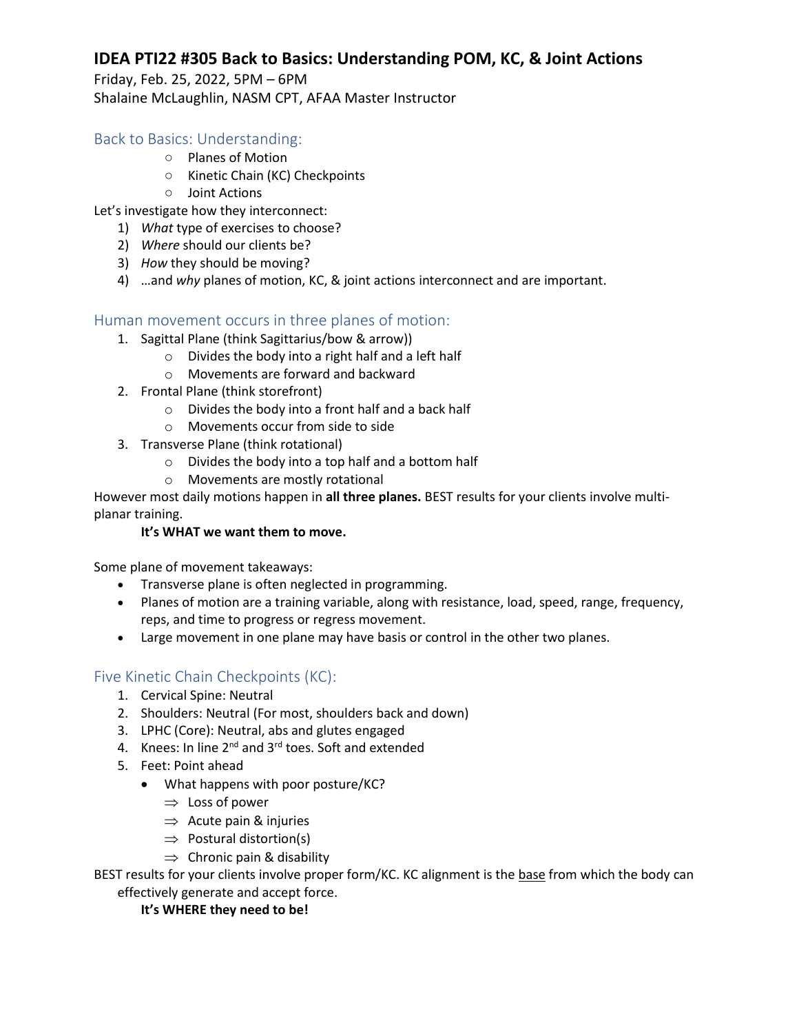# IDEA PTI22 #305 Back to Basics: Understanding POM, KC, & Joint Actions

Friday, Feb. 25, 2022, 5PM – 6PM
Shalaine McLaughlin, NASM CPT, AFAA Master Instructor

## Back to Basics: Understanding:

- Planes of Motion
- Kinetic Chain (KC) Checkpoints
- Joint Actions

Let's investigate how they interconnect:

1) *What* type of exercises to choose?
2) *Where* should our clients be?
3) *How* they should be moving?
4) …and *why* planes of motion, KC, & joint actions interconnect and are important.

## Human movement occurs in three planes of motion:

1. Sagittal Plane (think Sagittarius/bow & arrow))
   - Divides the body into a right half and a left half
   - Movements are forward and backward
2. Frontal Plane (think storefront)
   - Divides the body into a front half and a back half
   - Movements occur from side to side
3. Transverse Plane (think rotational)
   - Divides the body into a top half and a bottom half
   - Movements are mostly rotational

However most daily motions happen in **all three planes.** BEST results for your clients involve multi-planar training.

**It's WHAT we want them to move.**

Some plane of movement takeaways:

- Transverse plane is often neglected in programming.
- Planes of motion are a training variable, along with resistance, load, speed, range, frequency, reps, and time to progress or regress movement.
- Large movement in one plane may have basis or control in the other two planes.

## Five Kinetic Chain Checkpoints (KC):

1. Cervical Spine: Neutral
2. Shoulders: Neutral (For most, shoulders back and down)
3. LPHC (Core): Neutral, abs and glutes engaged
4. Knees: In line 2nd and 3rd toes. Soft and extended
5. Feet: Point ahead
   - What happens with poor posture/KC?
     - ⇒ Loss of power
     - ⇒ Acute pain & injuries
     - ⇒ Postural distortion(s)
     - ⇒ Chronic pain & disability

BEST results for your clients involve proper form/KC. KC alignment is the <u>base</u> from which the body can effectively generate and accept force.

**It's WHERE they need to be!**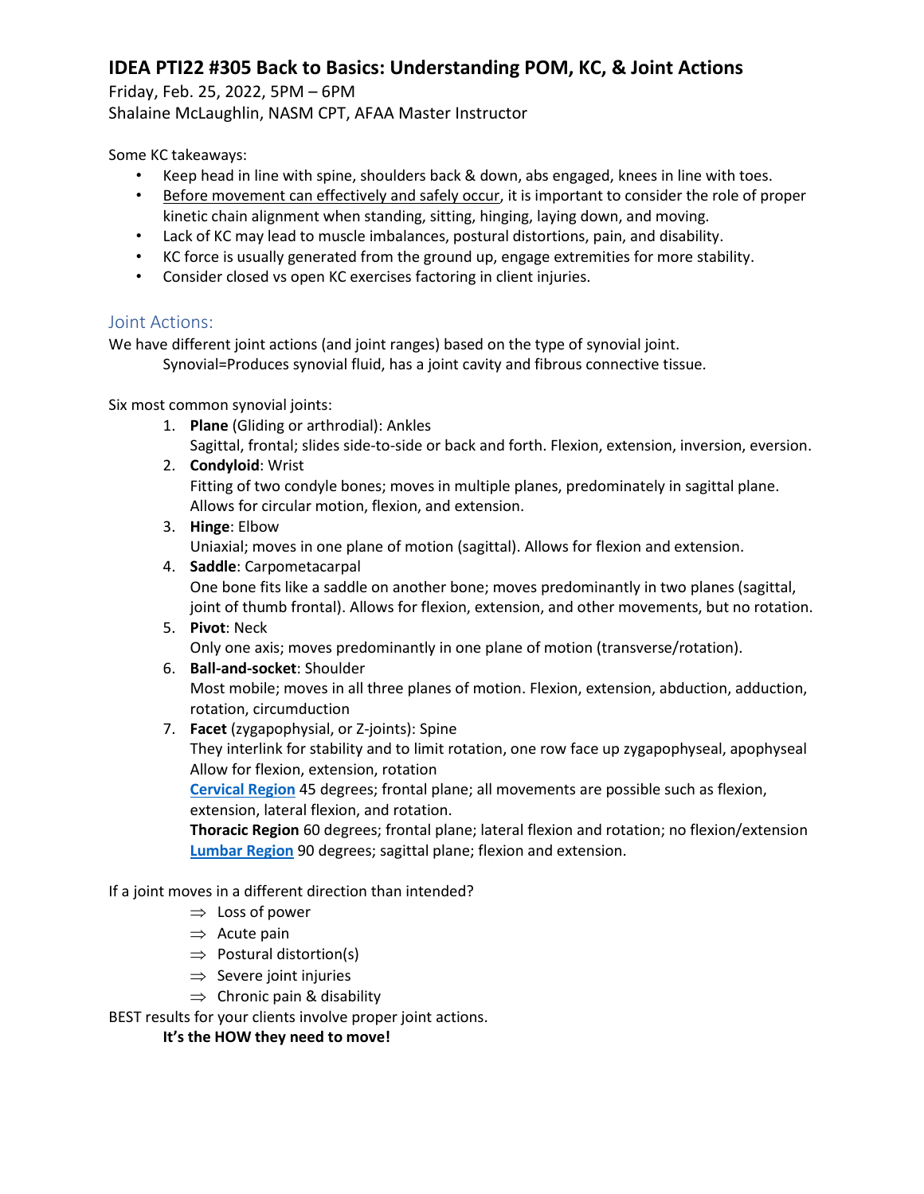# IDEA PTI22 #305 Back to Basics: Understanding POM, KC, & Joint Actions

Friday, Feb. 25, 2022, 5PM – 6PM
Shalaine McLaughlin, NASM CPT, AFAA Master Instructor

Some KC takeaways:

- Keep head in line with spine, shoulders back & down, abs engaged, knees in line with toes.
- Before movement can effectively and safely occur, it is important to consider the role of proper kinetic chain alignment when standing, sitting, hinging, laying down, and moving.
- Lack of KC may lead to muscle imbalances, postural distortions, pain, and disability.
- KC force is usually generated from the ground up, engage extremities for more stability.
- Consider closed vs open KC exercises factoring in client injuries.

## Joint Actions:

We have different joint actions (and joint ranges) based on the type of synovial joint.
Synovial=Produces synovial fluid, has a joint cavity and fibrous connective tissue.

Six most common synovial joints:

1. **Plane** (Gliding or arthrodial): Ankles
   Sagittal, frontal; slides side-to-side or back and forth. Flexion, extension, inversion, eversion.
2. **Condyloid**: Wrist
   Fitting of two condyle bones; moves in multiple planes, predominately in sagittal plane. Allows for circular motion, flexion, and extension.
3. **Hinge**: Elbow
   Uniaxial; moves in one plane of motion (sagittal). Allows for flexion and extension.
4. **Saddle**: Carpometacarpal joint of thumb
   One bone fits like a saddle on another bone; moves predominantly in two planes (sagittal, frontal). Allows for flexion, extension, and other movements, but no rotation.
5. **Pivot**: Neck
   Only one axis; moves predominantly in one plane of motion (transverse/rotation).
6. **Ball-and-socket**: Shoulder
   Most mobile; moves in all three planes of motion. Flexion, extension, abduction, adduction, rotation, circumduction
7. **Facet** (zygapophysial, or Z-joints): Spine
   They interlink for stability and to limit rotation, one row face up zygapophyseal, apophyseal
   Allow for flexion, extension, rotation
   **Cervical Region** 45 degrees; frontal plane; all movements are possible such as flexion, extension, lateral flexion, and rotation.
   **Thoracic Region** 60 degrees; frontal plane; lateral flexion and rotation; no flexion/extension
   **Lumbar Region** 90 degrees; sagittal plane; flexion and extension.

If a joint moves in a different direction than intended?

- ⇒ Loss of power
- ⇒ Acute pain
- ⇒ Postural distortion(s)
- ⇒ Severe joint injuries
- ⇒ Chronic pain & disability

BEST results for your clients involve proper joint actions.

**It's the HOW they need to move!**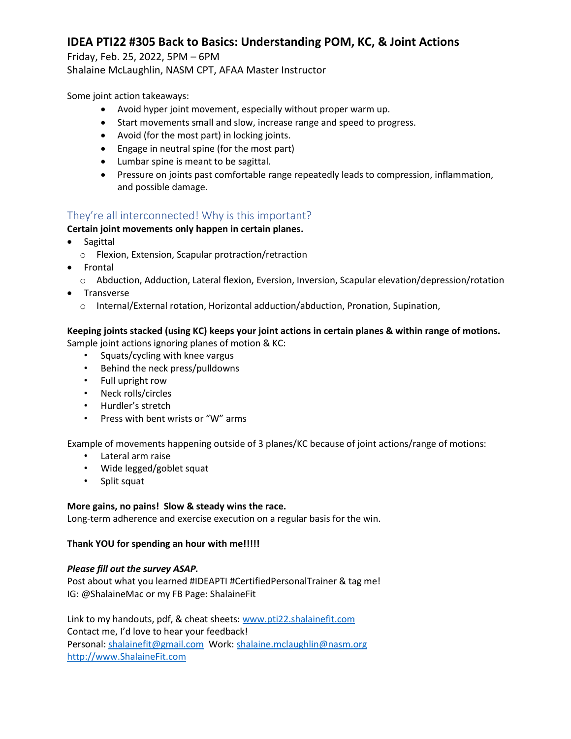## IDEA PTI22 #305 Back to Basics: Understanding POM, KC, & Joint Actions

Friday, Feb. 25, 2022, 5PM – 6PM
Shalaine McLaughlin, NASM CPT, AFAA Master Instructor

Some joint action takeaways:

- Avoid hyper joint movement, especially without proper warm up.
- Start movements small and slow, increase range and speed to progress.
- Avoid (for the most part) in locking joints.
- Engage in neutral spine (for the most part)
- Lumbar spine is meant to be sagittal.
- Pressure on joints past comfortable range repeatedly leads to compression, inflammation, and possible damage.

### They're all interconnected! Why is this important?

**Certain joint movements only happen in certain planes.**

- Sagittal
  - Flexion, Extension, Scapular protraction/retraction
- Frontal
  - Abduction, Adduction, Lateral flexion, Eversion, Inversion, Scapular elevation/depression/rotation
- Transverse
  - Internal/External rotation, Horizontal adduction/abduction, Pronation, Supination,

**Keeping joints stacked (using KC) keeps your joint actions in certain planes & within range of motions.**
Sample joint actions ignoring planes of motion & KC:

- Squats/cycling with knee vargus
- Behind the neck press/pulldowns
- Full upright row
- Neck rolls/circles
- Hurdler's stretch
- Press with bent wrists or "W" arms

Example of movements happening outside of 3 planes/KC because of joint actions/range of motions:

- Lateral arm raise
- Wide legged/goblet squat
- Split squat

**More gains, no pains! Slow & steady wins the race.**
Long-term adherence and exercise execution on a regular basis for the win.

**Thank YOU for spending an hour with me!!!!!**

***Please fill out the survey ASAP.***
Post about what you learned #IDEAPTI #CertifiedPersonalTrainer & tag me!
IG: @ShalaineMac or my FB Page: ShalaineFit

Link to my handouts, pdf, & cheat sheets: [www.pti22.shalainefit.com](www.pti22.shalainefit.com)
Contact me, I'd love to hear your feedback!
Personal: [shalainefit@gmail.com](mailto:shalainefit@gmail.com) Work: [shalaine.mclaughlin@nasm.org](mailto:shalaine.mclaughlin@nasm.org)
[http://www.ShalaineFit.com](http://www.ShalaineFit.com)